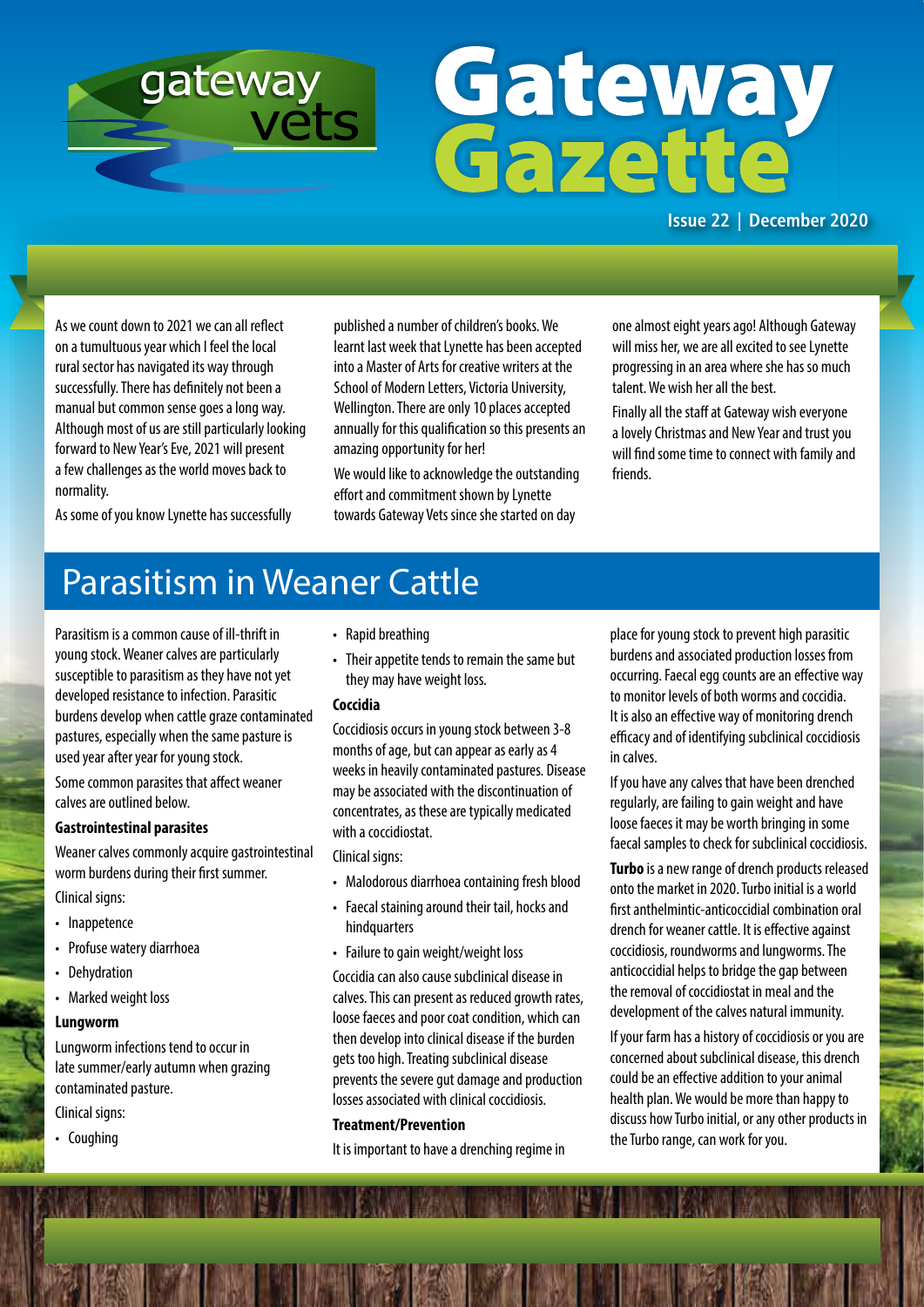gateway vets

# Gateway Gazette

**Issue 22 | December 2020**

As we count down to 2021 we can all reflect on a tumultuous year which I feel the local rural sector has navigated its way through successfully. There has definitely not been a manual but common sense goes a long way. Although most of us are still particularly looking forward to New Year's Eve, 2021 will present a few challenges as the world moves back to normality.

As some of you know Lynette has successfully published a number of children's books. We learnt last week that Lynette has been accepted into a Master of Arts for creative writers at the School of Modern Letters, Victoria University, Wellington. There are only 10 places accepted annually for this qualification so this presents an amazing opportunity for her!

We would like to acknowledge the outstanding effort and commitment shown by Lynette towards Gateway Vets since she started on day one almost eight years ago! Although Gateway will miss her, we are all excited to see Lynette progressing in an area where she has so much talent. We wish her all the best.

Finally all the staff at Gateway wish everyone a lovely Christmas and New Year and trust you will find some time to connect with family and friends.

## Parasitism in Weaner Cattle

Parasitism is a common cause of ill-thrift in young stock. Weaner calves are particularly susceptible to parasitism as they have not yet developed resistance to infection. Parasitic burdens develop when cattle graze contaminated pastures, especially when the same pasture is used year after year for young stock.

Some common parasites that affect weaner calves are outlined below.

### Gastrointestinal parasites

Weaner calves commonly acquire gastrointestinal worm burdens during their first summer.

Clinical signs:

- Inappetence
- Profuse watery diarrhoea
- Dehydration
- Marked weight loss

### Lungworm

Lungworm infections tend to occur in late summer/early autumn when grazing contaminated pasture.

Clinical signs:

- Coughing
- Rapid breathing
- Their appetite tends to remain the same but they may have weight loss.

### Coccidia

Coccidiosis occurs in young stock between 3-8 months of age, but can appear as early as 4 weeks in heavily contaminated pastures. Disease may be associated with the discontinuation of concentrates, as these are typically medicated with a coccidiostat.

Clinical signs:

- Malodorous diarrhoea containing fresh blood
- Faecal staining around their tail, hocks and hindquarters
- Failure to gain weight/weight loss

Coccidia can also cause subclinical disease in calves. This can present as reduced growth rates, loose faeces and poor coat condition, which can then develop into clinical disease if the burden gets too high. Treating subclinical disease prevents the severe gut damage and production losses associated with clinical coccidiosis.

### Treatment/Prevention

It is important to have a drenching regime in place for young stock to prevent high parasitic burdens and associated production losses from occurring. Faecal egg counts are an effective way to monitor levels of both worms and coccidia. It is also an effective way of monitoring drench efficacy and of identifying subclinical coccidiosis in calves.

If you have any calves that have been drenched regularly, are failing to gain weight and have loose faeces it may be worth bringing in some faecal samples to check for subclinical coccidiosis.

**Turbo** is a new range of drench products released onto the market in 2020. Turbo initial is a world first anthelmintic-anticoccidial combination oral drench for weaner cattle. It is effective against coccidiosis, roundworms and lungworms. The anticoccidial helps to bridge the gap between the removal of coccidiostat in meal and the development of the calves natural immunity.

If your farm has a history of coccidiosis or you are concerned about subclinical disease, this drench could be an effective addition to your animal health plan. We would be more than happy to discuss how Turbo initial, or any other products in the Turbo range, can work for you.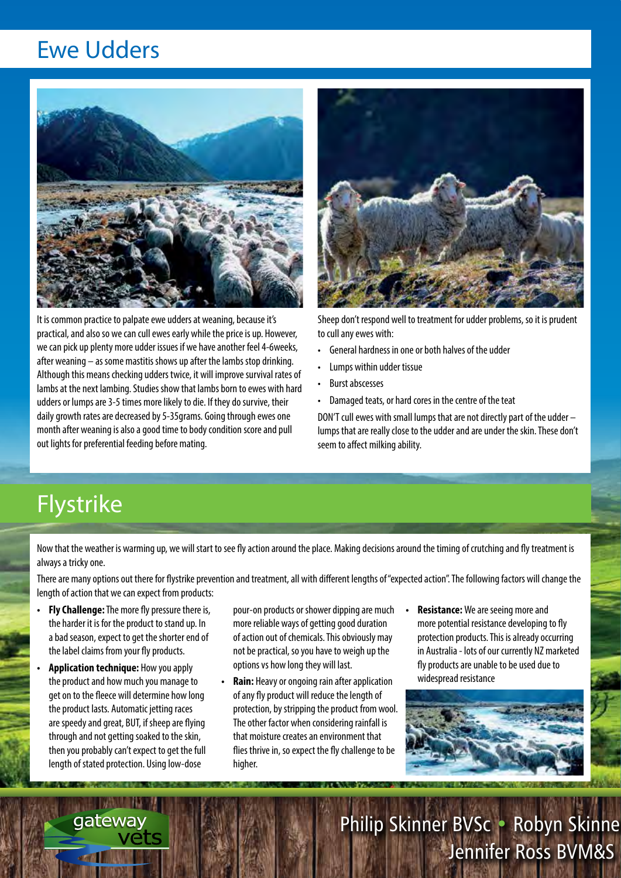# Ewe Udders

It is common practice to palpate ewe udders at weaning, because it's practical, and also so we can cull ewes early while the price is up. However, we can pick up plenty more udder issues if we have another feel 4-6weeks, after weaning – as some mastitis shows up after the lambs stop drinking. Although this means checking udders twice, it will improve survival rates of lambs at the next lambing. Studies show that lambs born to ewes with hard udders or lumps are 3-5 times more likely to die. If they do survive, their daily growth rates are decreased by 5-35grams. Going through ewes one month after weaning is also a good time to body condition score and pull out lights for preferential feeding before mating.

Sheep don't respond well to treatment for udder problems, so it is prudent to cull any ewes with:

- General hardness in one or both halves of the udder
- Lumps within udder tissue
- Burst abscesses
- Damaged teats, or hard cores in the centre of the teat

DON'T cull ewes with small lumps that are not directly part of the udder – lumps that are really close to the udder and are under the skin. These don't seem to affect milking ability.

# Flystrike

Now that the weather is warming up, we will start to see fly action around the place. Making decisions around the timing of crutching and fly treatment is always a tricky one.

There are many options out there for flystrike prevention and treatment, all with different lengths of "expected action". The following factors will change the length of action that we can expect from products:

- **Fly Challenge:** The more fly pressure there is, the harder it is for the product to stand up. In a bad season, expect to get the shorter end of the label claims from your fly products.
- **Application technique:** How you apply the product and how much you manage to get on to the fleece will determine how long the product lasts. Automatic jetting races are speedy and great, BUT, if sheep are flying through and not getting soaked to the skin, then you probably can't expect to get the full length of stated protection. Using low-dose pour-on products or shower dipping are much more reliable ways of getting good duration of action out of chemicals. This obviously may not be practical, so you have to weigh up the options vs how long they will last.
- **Rain:** Heavy or ongoing rain after application of any fly product will reduce the length of protection, by stripping the product from wool. The other factor when considering rainfall is that moisture creates an environment that flies thrive in, so expect the fly challenge to be higher.
- **Resistance:** We are seeing more and more potential resistance developing to fly protection products. This is already occurring in Australia - lots of our currently NZ marketed fly products are unable to be used due to widespread resistance

gateway vets

Philip Skinner BVSc • Robyn Skinne
Jennifer Ross BVM&S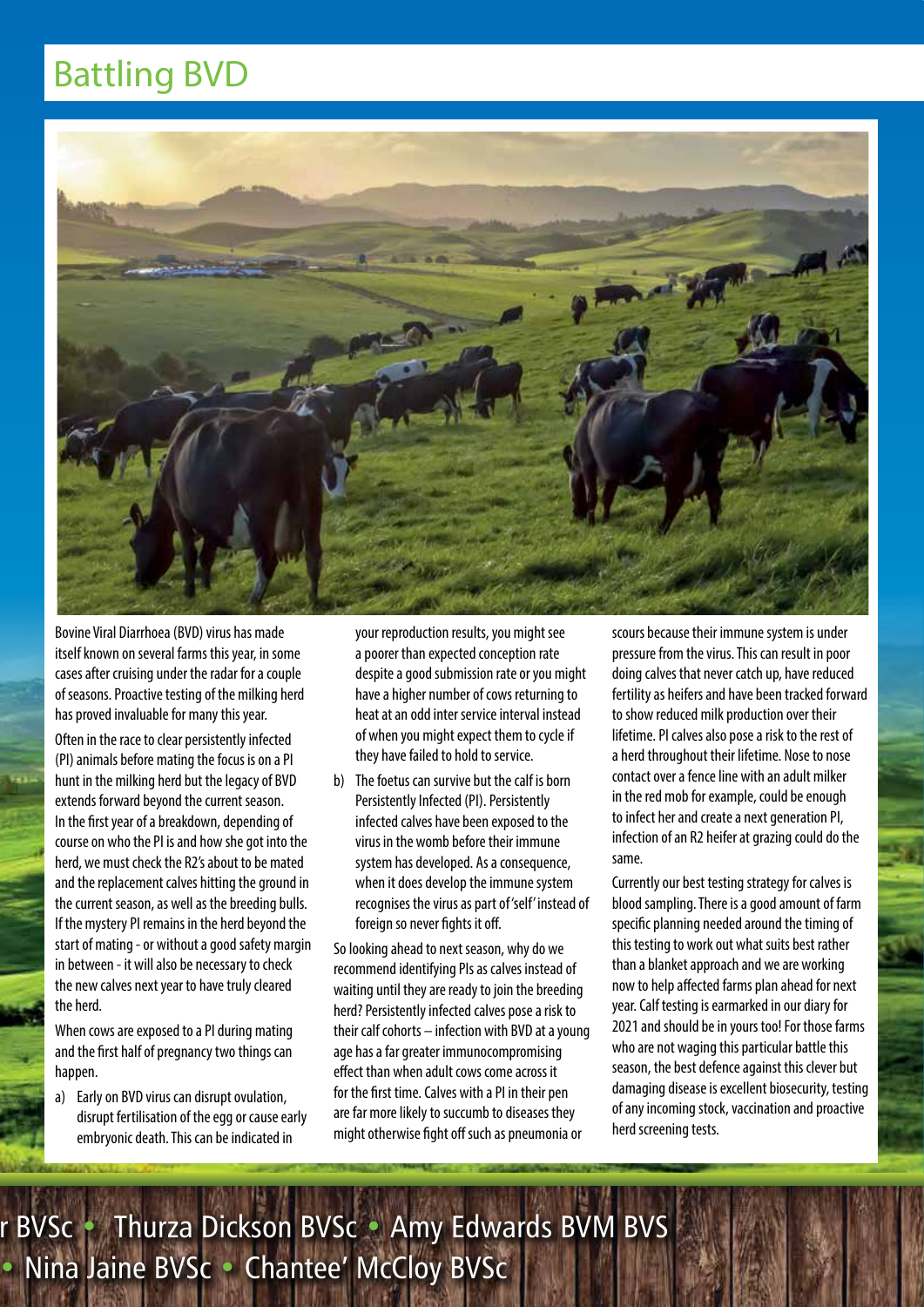# Battling BVD

Bovine Viral Diarrhoea (BVD) virus has made itself known on several farms this year, in some cases after cruising under the radar for a couple of seasons. Proactive testing of the milking herd has proved invaluable for many this year.

Often in the race to clear persistently infected (PI) animals before mating the focus is on a PI hunt in the milking herd but the legacy of BVD extends forward beyond the current season. In the first year of a breakdown, depending of course on who the PI is and how she got into the herd, we must check the R2's about to be mated and the replacement calves hitting the ground in the current season, as well as the breeding bulls. If the mystery PI remains in the herd beyond the start of mating - or without a good safety margin in between - it will also be necessary to check the new calves next year to have truly cleared the herd.

When cows are exposed to a PI during mating and the first half of pregnancy two things can happen.

a) Early on BVD virus can disrupt ovulation, disrupt fertilisation of the egg or cause early embryonic death. This can be indicated in your reproduction results, you might see a poorer than expected conception rate despite a good submission rate or you might have a higher number of cows returning to heat at an odd inter service interval instead of when you might expect them to cycle if they have failed to hold to service.

b) The foetus can survive but the calf is born Persistently Infected (PI). Persistently infected calves have been exposed to the virus in the womb before their immune system has developed. As a consequence, when it does develop the immune system recognises the virus as part of 'self' instead of foreign so never fights it off.

So looking ahead to next season, why do we recommend identifying PIs as calves instead of waiting until they are ready to join the breeding herd? Persistently infected calves pose a risk to their calf cohorts – infection with BVD at a young age has a far greater immunocompromising effect than when adult cows come across it for the first time. Calves with a PI in their pen are far more likely to succumb to diseases they might otherwise fight off such as pneumonia or scours because their immune system is under pressure from the virus. This can result in poor doing calves that never catch up, have reduced fertility as heifers and have been tracked forward to show reduced milk production over their lifetime. PI calves also pose a risk to the rest of a herd throughout their lifetime. Nose to nose contact over a fence line with an adult milker in the red mob for example, could be enough to infect her and create a next generation PI, infection of an R2 heifer at grazing could do the same.

Currently our best testing strategy for calves is blood sampling. There is a good amount of farm specific planning needed around the timing of this testing to work out what suits best rather than a blanket approach and we are working now to help affected farms plan ahead for next year. Calf testing is earmarked in our diary for 2021 and should be in yours too! For those farms who are not waging this particular battle this season, the best defence against this clever but damaging disease is excellent biosecurity, testing of any incoming stock, vaccination and proactive herd screening tests.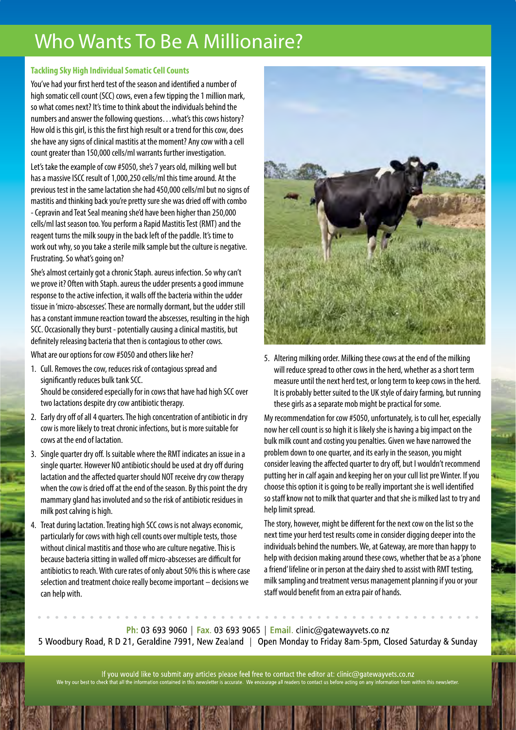# Who Wants To Be A Millionaire?

### Tackling Sky High Individual Somatic Cell Counts

You've had your first herd test of the season and identified a number of high somatic cell count (SCC) cows, even a few tipping the 1 million mark, so what comes next? It's time to think about the individuals behind the numbers and answer the following questions…what's this cows history? How old is this girl, is this the first high result or a trend for this cow, does she have any signs of clinical mastitis at the moment? Any cow with a cell count greater than 150,000 cells/ml warrants further investigation.

Let's take the example of cow #5050, she's 7 years old, milking well but has a massive ISCC result of 1,000,250 cells/ml this time around. At the previous test in the same lactation she had 450,000 cells/ml but no signs of mastitis and thinking back you're pretty sure she was dried off with combo - Cepravin and Teat Seal meaning she'd have been higher than 250,000 cells/ml last season too. You perform a Rapid Mastitis Test (RMT) and the reagent turns the milk soupy in the back left of the paddle. It's time to work out why, so you take a sterile milk sample but the culture is negative. Frustrating. So what's going on?

She's almost certainly got a chronic Staph. aureus infection. So why can't we prove it? Often with Staph. aureus the udder presents a good immune response to the active infection, it walls off the bacteria within the udder tissue in 'micro-abscesses'. These are normally dormant, but the udder still has a constant immune reaction toward the abscesses, resulting in the high SCC. Occasionally they burst - potentially causing a clinical mastitis, but definitely releasing bacteria that then is contagious to other cows.

What are our options for cow #5050 and others like her?

1. Cull. Removes the cow, reduces risk of contagious spread and significantly reduces bulk tank SCC.
   Should be considered especially for in cows that have had high SCC over two lactations despite dry cow antibiotic therapy.
2. Early dry off of all 4 quarters. The high concentration of antibiotic in dry cow is more likely to treat chronic infections, but is more suitable for cows at the end of lactation.
3. Single quarter dry off. Is suitable where the RMT indicates an issue in a single quarter. However NO antibiotic should be used at dry off during lactation and the affected quarter should NOT receive dry cow therapy when the cow is dried off at the end of the season. By this point the dry mammary gland has involuted and so the risk of antibiotic residues in milk post calving is high.
4. Treat during lactation. Treating high SCC cows is not always economic, particularly for cows with high cell counts over multiple tests, those without clinical mastitis and those who are culture negative. This is because bacteria sitting in walled off micro-abscesses are difficult for antibiotics to reach. With cure rates of only about 50% this is where case selection and treatment choice really become important – decisions we can help with.
5. Altering milking order. Milking these cows at the end of the milking will reduce spread to other cows in the herd, whether as a short term measure until the next herd test, or long term to keep cows in the herd. It is probably better suited to the UK style of dairy farming, but running these girls as a separate mob might be practical for some.

My recommendation for cow #5050, unfortunately, is to cull her, especially now her cell count is so high it is likely she is having a big impact on the bulk milk count and costing you penalties. Given we have narrowed the problem down to one quarter, and its early in the season, you might consider leaving the affected quarter to dry off, but I wouldn't recommend putting her in calf again and keeping her on your cull list pre Winter. If you choose this option it is going to be really important she is well identified so staff know not to milk that quarter and that she is milked last to try and help limit spread.

The story, however, might be different for the next cow on the list so the next time your herd test results come in consider digging deeper into the individuals behind the numbers. We, at Gateway, are more than happy to help with decision making around these cows, whether that be as a 'phone a friend' lifeline or in person at the dairy shed to assist with RMT testing, milk sampling and treatment versus management planning if you or your staff would benefit from an extra pair of hands.

**Ph:** 03 693 9060 | **Fax.** 03 693 9065 | **Email.** clinic@gatewayvets.co.nz
5 Woodbury Road, R D 21, Geraldine 7991, New Zealand | Open Monday to Friday 8am-5pm, Closed Saturday & Sunday

If you would like to submit any articles please feel free to contact the editor at: clinic@gatewayvets.co.nz
We try our best to check that all the information contained in this newsletter is accurate. We encourage all readers to contact us before acting on any information from within this newsletter.